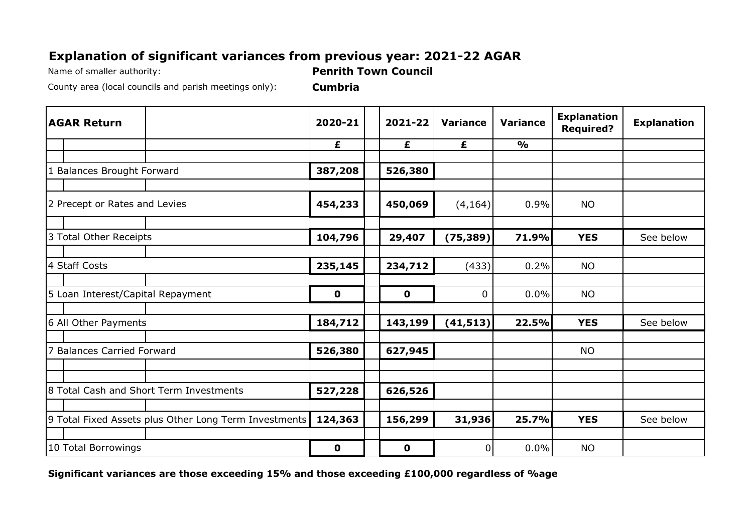# Explanation of significant variances from previous year: 2021-22 AGAR

Name of smaller authority: **Penrith Town Council**

County area (local councils and parish meetings only): **Cumbria**

| AGAR Return | 2020-21 | 2021-22 | Variance | Variance | Explanation Required? | Explanation |
|---|---|---|---|---|---|---|
| | £ | £ | £ | % | | |
| 1 Balances Brought Forward | **387,208** | **526,380** | | | | |
| 2 Precept or Rates and Levies | **454,233** | **450,069** | (4,164) | 0.9% | NO | |
| 3 Total Other Receipts | **104,796** | **29,407** | **(75,389)** | **71.9%** | **YES** | See below |
| 4 Staff Costs | **235,145** | **234,712** | (433) | 0.2% | NO | |
| 5 Loan Interest/Capital Repayment | **0** | **0** | 0 | 0.0% | NO | |
| 6 All Other Payments | **184,712** | **143,199** | **(41,513)** | **22.5%** | **YES** | See below |
| 7 Balances Carried Forward | **526,380** | **627,945** | | | NO | |
| 8 Total Cash and Short Term Investments | **527,228** | **626,526** | | | | |
| 9 Total Fixed Assets plus Other Long Term Investments | **124,363** | **156,299** | **31,936** | **25.7%** | **YES** | See below |
| 10 Total Borrowings | **0** | **0** | 0 | 0.0% | NO | |

**Significant variances are those exceeding 15% and those exceeding £100,000 regardless of %age**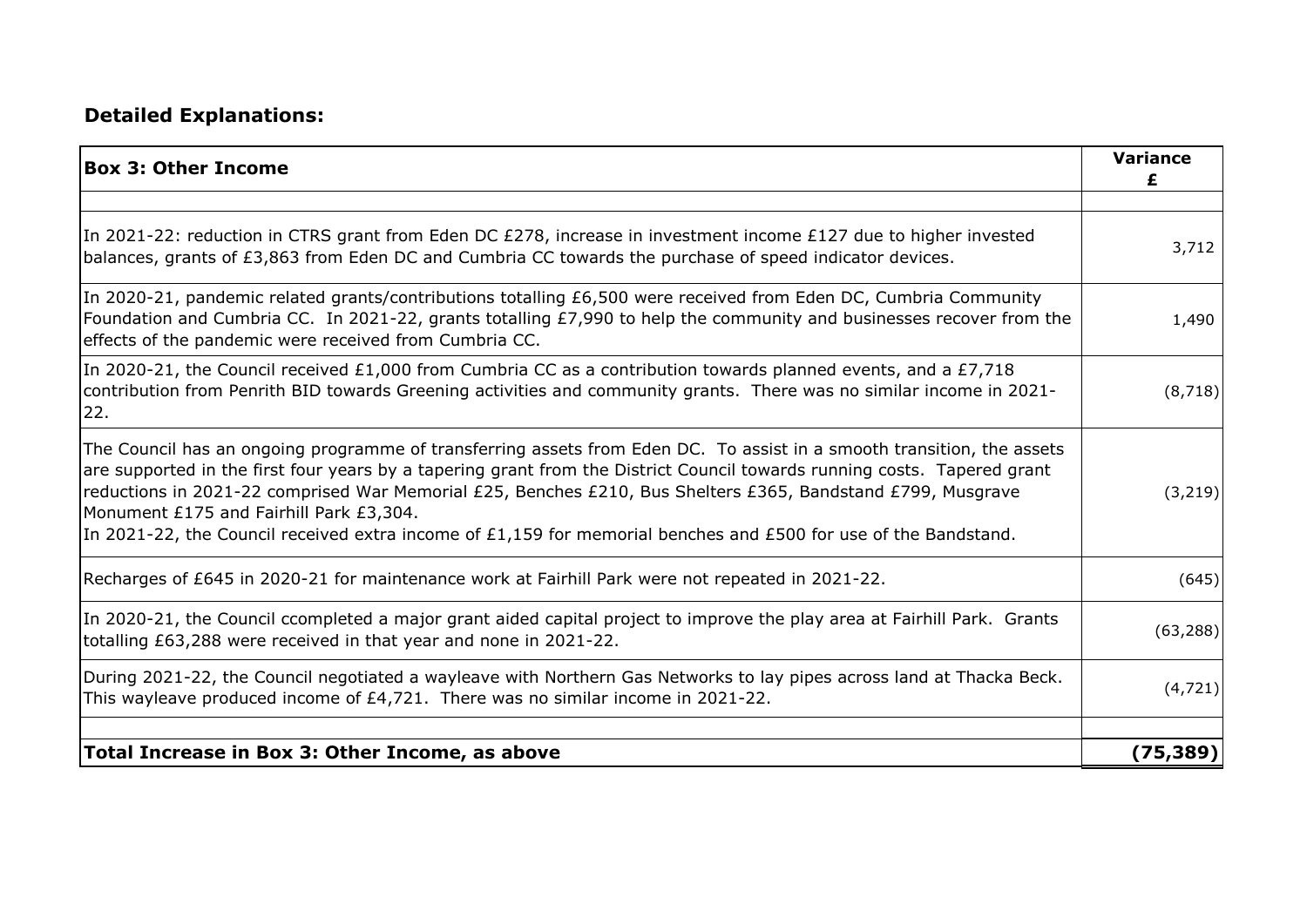## Detailed Explanations:

| Box 3: Other Income | Variance £ |
|---|---|
| | |
| In 2021-22: reduction in CTRS grant from Eden DC £278, increase in investment income £127 due to higher invested balances, grants of £3,863 from Eden DC and Cumbria CC towards the purchase of speed indicator devices. | 3,712 |
| In 2020-21, pandemic related grants/contributions totalling £6,500 were received from Eden DC, Cumbria Community Foundation and Cumbria CC. In 2021-22, grants totalling £7,990 to help the community and businesses recover from the effects of the pandemic were received from Cumbria CC. | 1,490 |
| In 2020-21, the Council received £1,000 from Cumbria CC as a contribution towards planned events, and a £7,718 contribution from Penrith BID towards Greening activities and community grants. There was no similar income in 2021-22. | (8,718) |
| The Council has an ongoing programme of transferring assets from Eden DC. To assist in a smooth transition, the assets are supported in the first four years by a tapering grant from the District Council towards running costs. Tapered grant reductions in 2021-22 comprised War Memorial £25, Benches £210, Bus Shelters £365, Bandstand £799, Musgrave Monument £175 and Fairhill Park £3,304.<br>In 2021-22, the Council received extra income of £1,159 for memorial benches and £500 for use of the Bandstand. | (3,219) |
| Recharges of £645 in 2020-21 for maintenance work at Fairhill Park were not repeated in 2021-22. | (645) |
| In 2020-21, the Council ccompleted a major grant aided capital project to improve the play area at Fairhill Park. Grants totalling £63,288 were received in that year and none in 2021-22. | (63,288) |
| During 2021-22, the Council negotiated a wayleave with Northern Gas Networks to lay pipes across land at Thacka Beck. This wayleave produced income of £4,721. There was no similar income in 2021-22. | (4,721) |
| | |
| **Total Increase in Box 3: Other Income, as above** | **(75,389)** |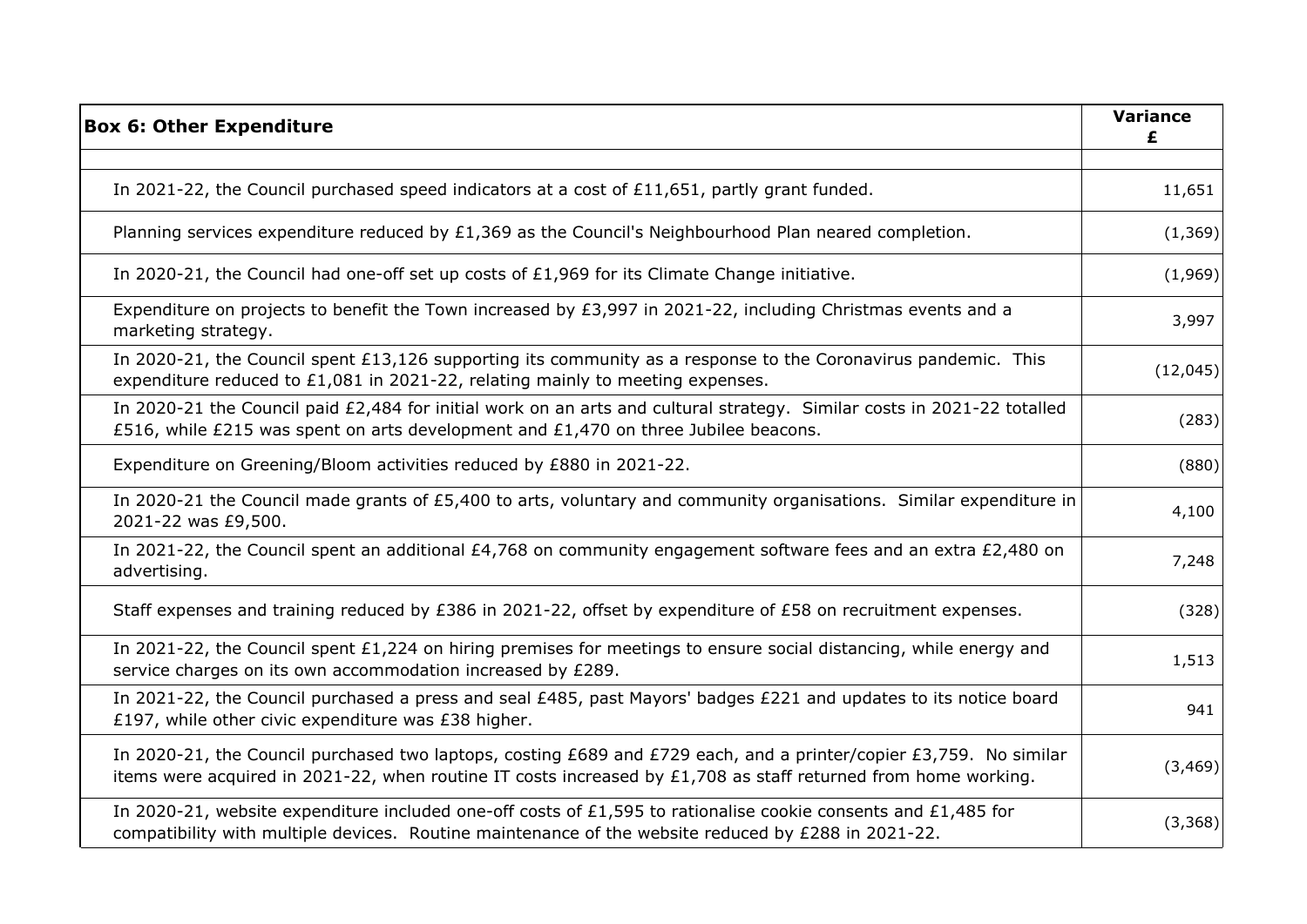| Box 6: Other Expenditure | Variance £ |
|---|---|
| | |
| In 2021-22, the Council purchased speed indicators at a cost of £11,651, partly grant funded. | 11,651 |
| Planning services expenditure reduced by £1,369 as the Council's Neighbourhood Plan neared completion. | (1,369) |
| In 2020-21, the Council had one-off set up costs of £1,969 for its Climate Change initiative. | (1,969) |
| Expenditure on projects to benefit the Town increased by £3,997 in 2021-22, including Christmas events and a marketing strategy. | 3,997 |
| In 2020-21, the Council spent £13,126 supporting its community as a response to the Coronavirus pandemic. This expenditure reduced to £1,081 in 2021-22, relating mainly to meeting expenses. | (12,045) |
| In 2020-21 the Council paid £2,484 for initial work on an arts and cultural strategy. Similar costs in 2021-22 totalled £516, while £215 was spent on arts development and £1,470 on three Jubilee beacons. | (283) |
| Expenditure on Greening/Bloom activities reduced £880 in 2021-22. | (880) |
| In 2020-21 the Council made grants of £5,400 to arts, voluntary and community organisations. Similar expenditure in 2021-22 was £9,500. | 4,100 |
| In 2021-22, the Council spent an additional £4,768 on community engagement software fees and an extra £2,480 on advertising. | 7,248 |
| Staff expenses and training reduced by £386 in 2021-22, offset by expenditure of £58 on recruitment expenses. | (328) |
| In 2021-22, the Council spent £1,224 on hiring premises for meetings to ensure social distancing, while energy and service charges on its own accommodation increased by £289. | 1,513 |
| In 2021-22, the Council purchased a press and seal £485, past Mayors' badges £221 and updates to its notice board £197, while other civic expenditure was £38 higher. | 941 |
| In 2020-21, the Council purchased two laptops, costing £689 and £729 each, and a printer/copier £3,759. No similar items were acquired in 2021-22, when routine IT costs increased by £1,708 as staff returned from home working. | (3,469) |
| In 2020-21, website expenditure included one-off costs of £1,595 to rationalise cookie consents and £1,485 for compatibility with multiple devices. Routine maintenance of the website reduced by £288 in 2021-22. | (3,368) |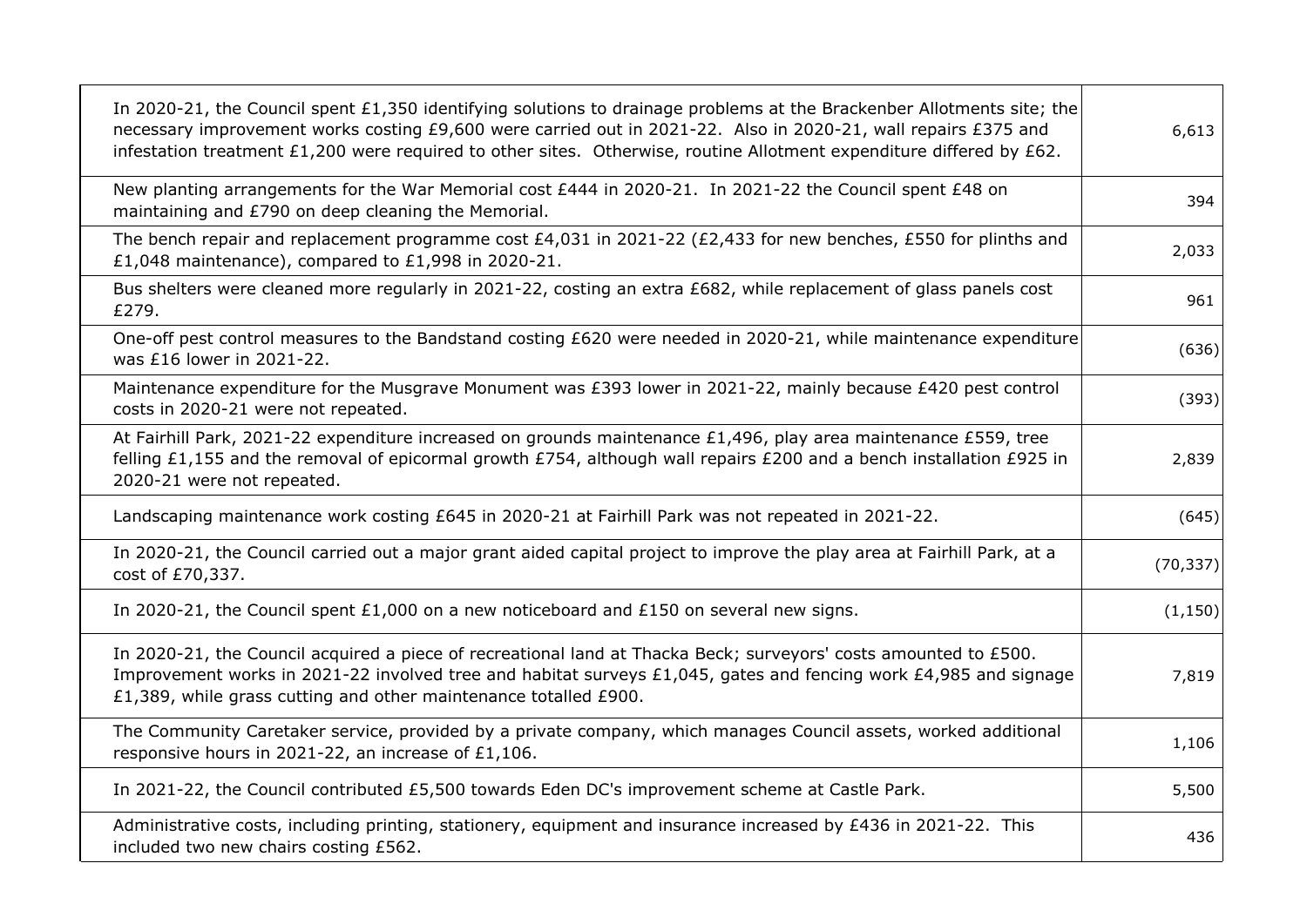| | |
|---|---|
| In 2020-21, the Council spent £1,350 identifying solutions to drainage problems at the Brackenber Allotments site; the necessary improvement works costing £9,600 were carried out in 2021-22. Also in 2020-21, wall repairs £375 and infestation treatment £1,200 were required to other sites. Otherwise, routine Allotment expenditure differed by £62. | 6,613 |
| New planting arrangements for the War Memorial cost £444 in 2020-21. In 2021-22 the Council spent £48 on maintaining and £790 on deep cleaning the Memorial. | 394 |
| The bench repair and replacement programme cost £4,031 in 2021-22 (£2,433 for new benches, £550 for plinths and £1,048 maintenance), compared to £1,998 in 2020-21. | 2,033 |
| Bus shelters were cleaned more regularly in 2021-22, costing an extra £682, while replacement of glass panels cost £279. | 961 |
| One-off pest control measures to the Bandstand costing £620 were needed in 2020-21, while maintenance expenditure was £16 lower in 2021-22. | (636) |
| Maintenance expenditure for the Musgrave Monument was £393 lower in 2021-22, mainly because £420 pest control costs in 2020-21 were not repeated. | (393) |
| At Fairhill Park, 2021-22 expenditure increased on grounds maintenance £1,496, play area maintenance £559, tree felling £1,155 and the removal of epicormal growth £754, although wall repairs £200 and a bench installation £925 in 2020-21 were not repeated. | 2,839 |
| Landscaping maintenance work costing £645 in 2020-21 at Fairhill Park was not repeated in 2021-22. | (645) |
| In 2020-21, the Council carried out a major grant aided capital project to improve the play area at Fairhill Park, at a cost of £70,337. | (70,337) |
| In 2020-21, the Council spent £1,000 on a new noticeboard and £150 on several new signs. | (1,150) |
| In 2020-21, the Council acquired a piece of recreational land at Thacka Beck; surveyors' costs amounted to £500. Improvement works in 2021-22 involved tree and habitat surveys £1,045, gates and fencing work £4,985 and signage £1,389, while grass cutting and other maintenance totalled £900. | 7,819 |
| The Community Caretaker service, provided by a private company, which manages Council assets, worked additional responsive hours in 2021-22, an increase of £1,106. | 1,106 |
| In 2021-22, the Council contributed £5,500 towards Eden DC's improvement scheme at Castle Park. | 5,500 |
| Administrative costs, including printing, stationery, equipment and insurance increased by £436 in 2021-22. This included two new chairs costing £562. | 436 |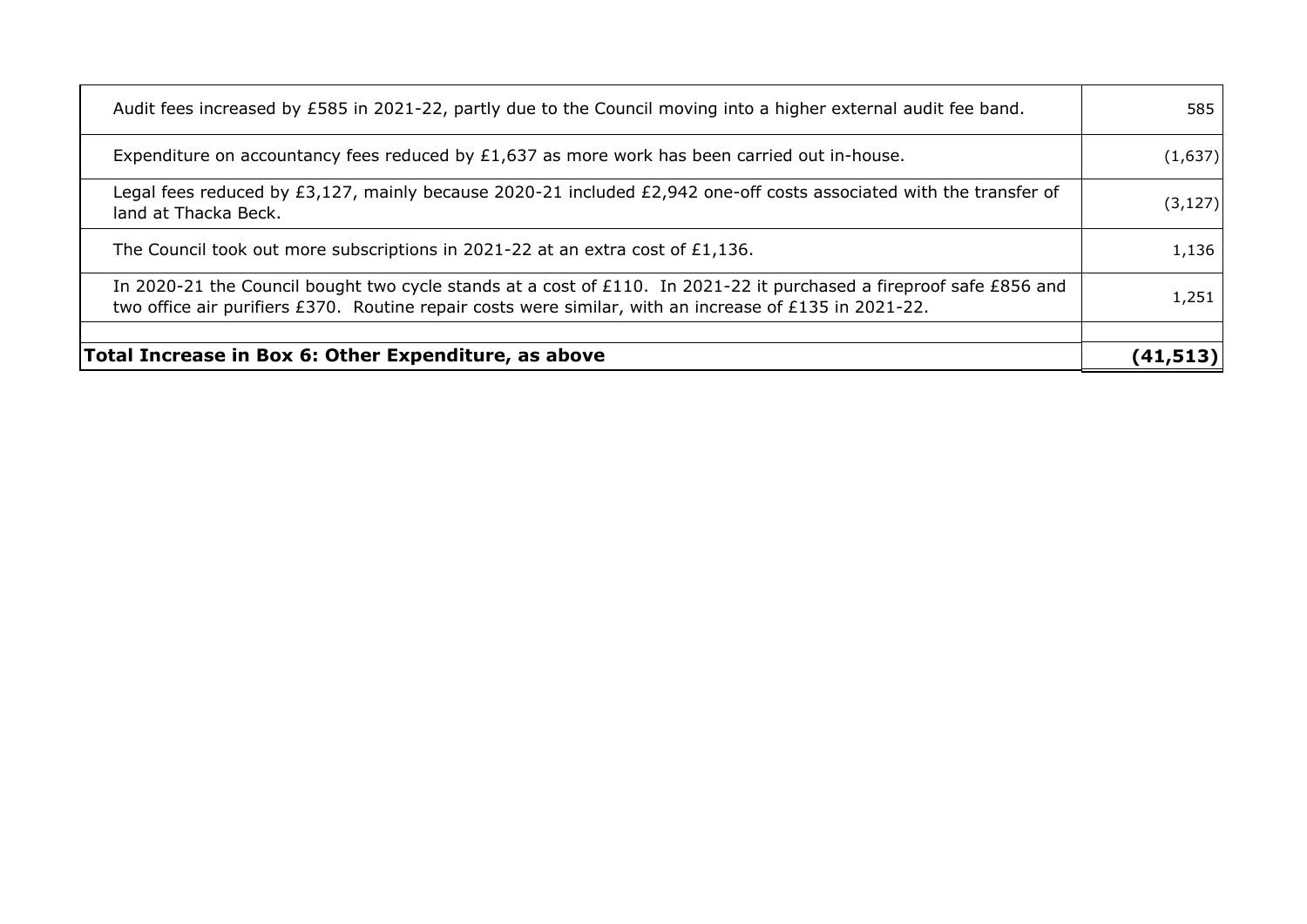| | |
|---|---|
| Audit fees increased by £585 in 2021-22, partly due to the Council moving into a higher external audit fee band. | 585 |
| Expenditure on accountancy fees reduced by £1,637 as more work has been carried out in-house. | (1,637) |
| Legal fees reduced by £3,127, mainly because 2020-21 included £2,942 one-off costs associated with the transfer of land at Thacka Beck. | (3,127) |
| The Council took out more subscriptions in 2021-22 at an extra cost of £1,136. | 1,136 |
| In 2020-21 the Council bought two cycle stands at a cost of £110. In 2021-22 it purchased a fireproof safe £856 and two office air purifiers £370. Routine repair costs were similar, with an increase of £135 in 2021-22. | 1,251 |
| | |
| **Total Increase in Box 6: Other Expenditure, as above** | **(41,513)** |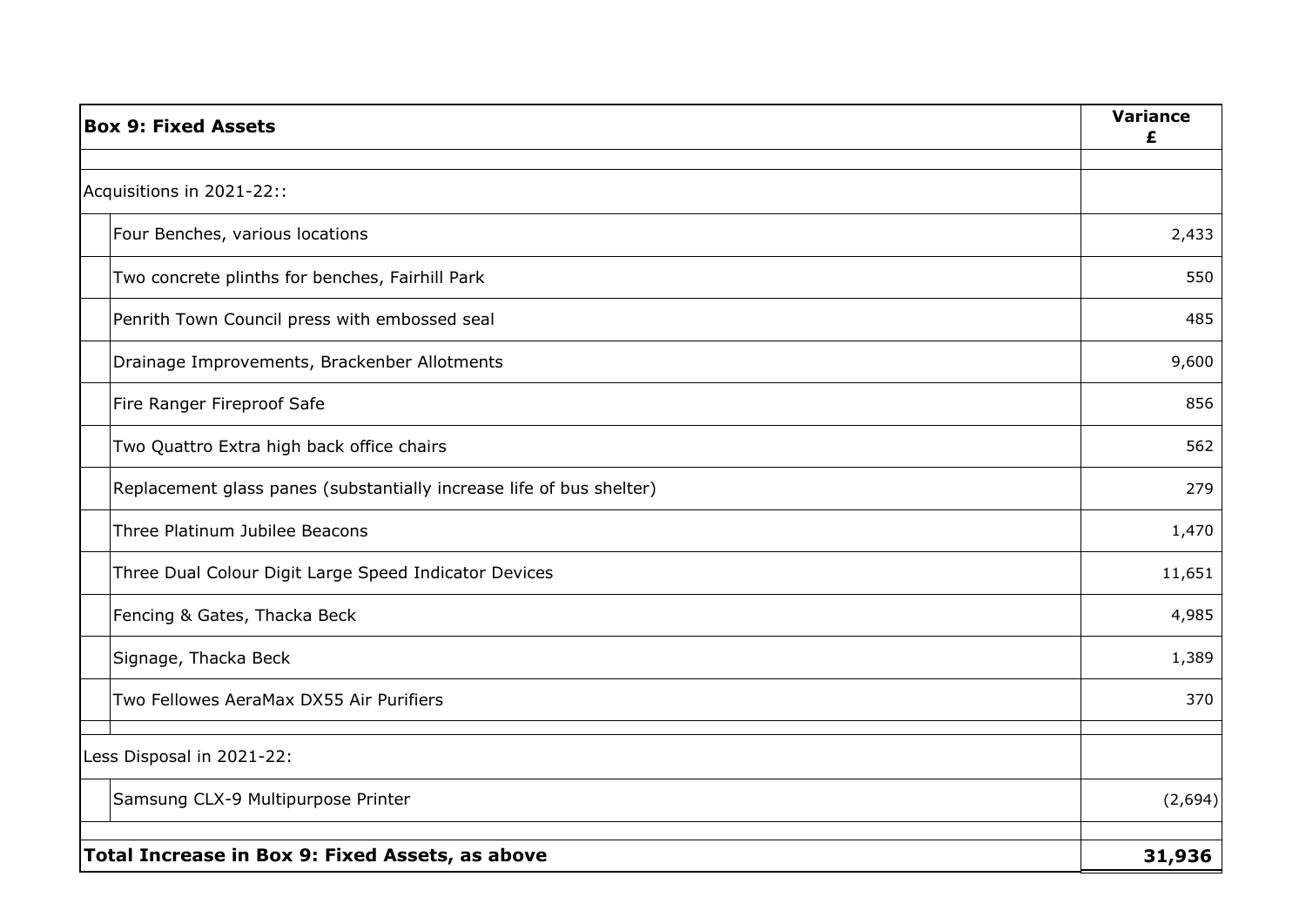| Box 9: Fixed Assets | Variance £ |
| --- | --- |
| | |
| Acquisitions in 2021-22:: | |
| Four Benches, various locations | 2,433 |
| Two concrete plinths for benches, Fairhill Park | 550 |
| Penrith Town Council press with embossed seal | 485 |
| Drainage Improvements, Brackenber Allotments | 9,600 |
| Fire Ranger Fireproof Safe | 856 |
| Two Quattro Extra high back office chairs | 562 |
| Replacement glass panes (substantially increase life of bus shelter) | 279 |
| Three Platinum Jubilee Beacons | 1,470 |
| Three Dual Colour Digit Large Speed Indicator Devices | 11,651 |
| Fencing & Gates, Thacka Beck | 4,985 |
| Signage, Thacka Beck | 1,389 |
| Two Fellowes AeraMax DX55 Air Purifiers | 370 |
| | |
| Less Disposal in 2021-22: | |
| Samsung CLX-9 Multipurpose Printer | (2,694) |
| | |
| **Total Increase in Box 9: Fixed Assets, as above** | **31,936** |